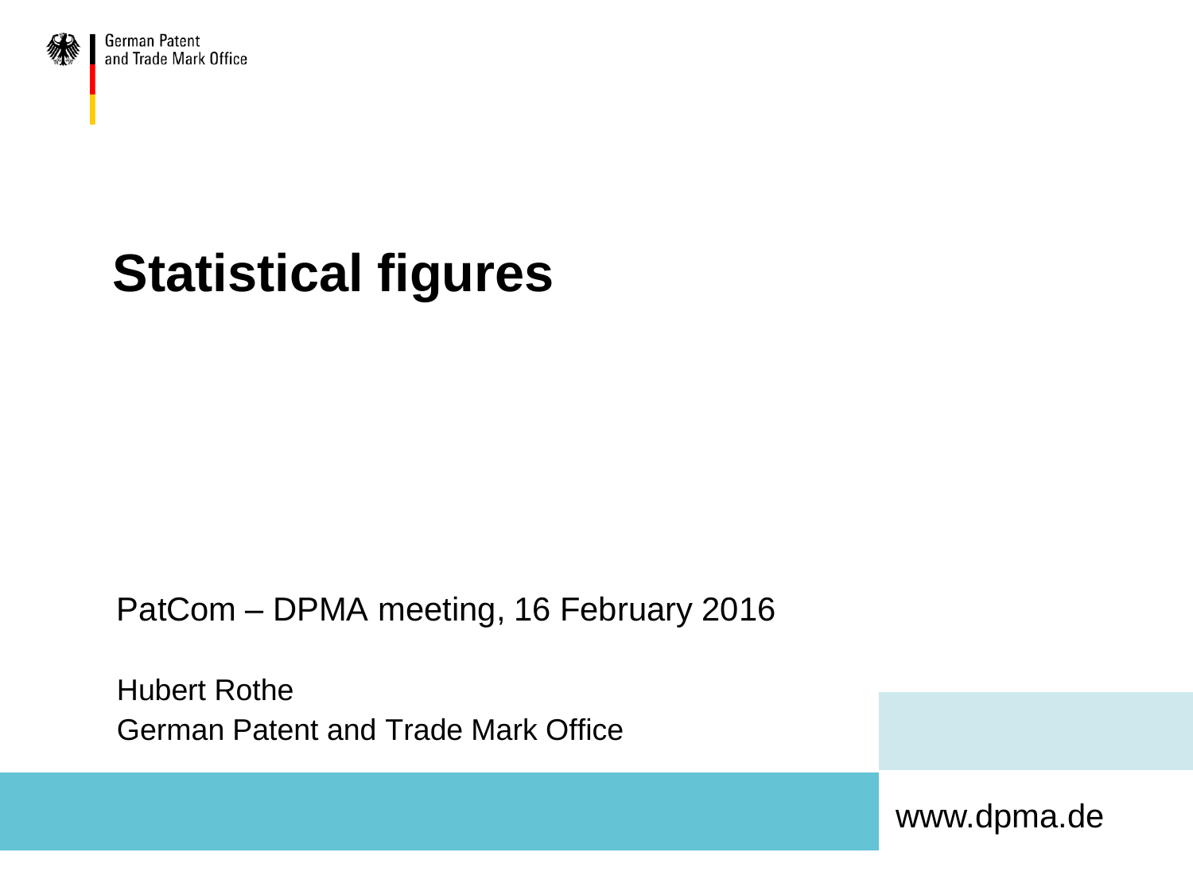German Patent and Trade Mark Office

# Statistical figures

PatCom – DPMA meeting, 16 February 2016

Hubert Rothe
German Patent and Trade Mark Office

www.dpma.de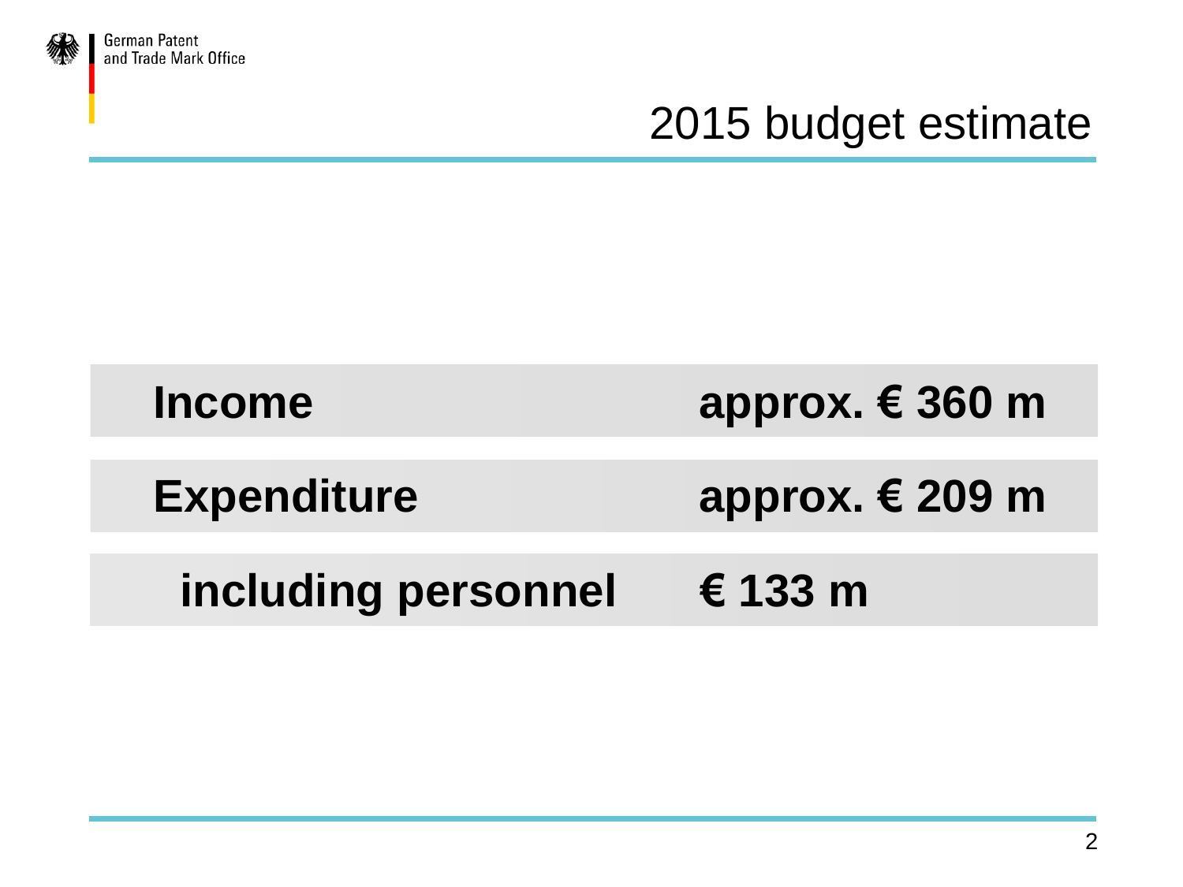# 2015 budget estimate

| | |
|---|---|
| **Income** | **approx. € 360 m** |
| **Expenditure** | **approx. € 209 m** |
| **including personnel** | **€ 133 m** |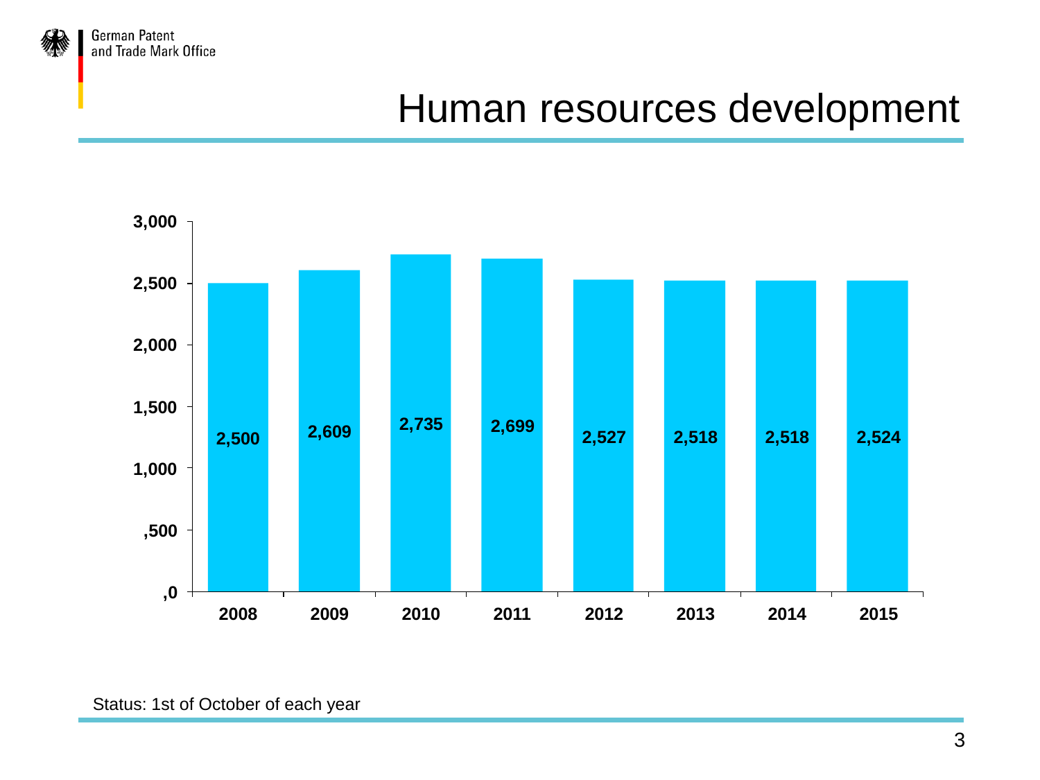# Human resources development

| Year | Staff |
|---|---|
| 2008 | 2,500 |
| 2009 | 2,609 |
| 2010 | 2,735 |
| 2011 | 2,699 |
| 2012 | 2,527 |
| 2013 | 2,518 |
| 2014 | 2,518 |
| 2015 | 2,524 |

Status: 1st of October of each year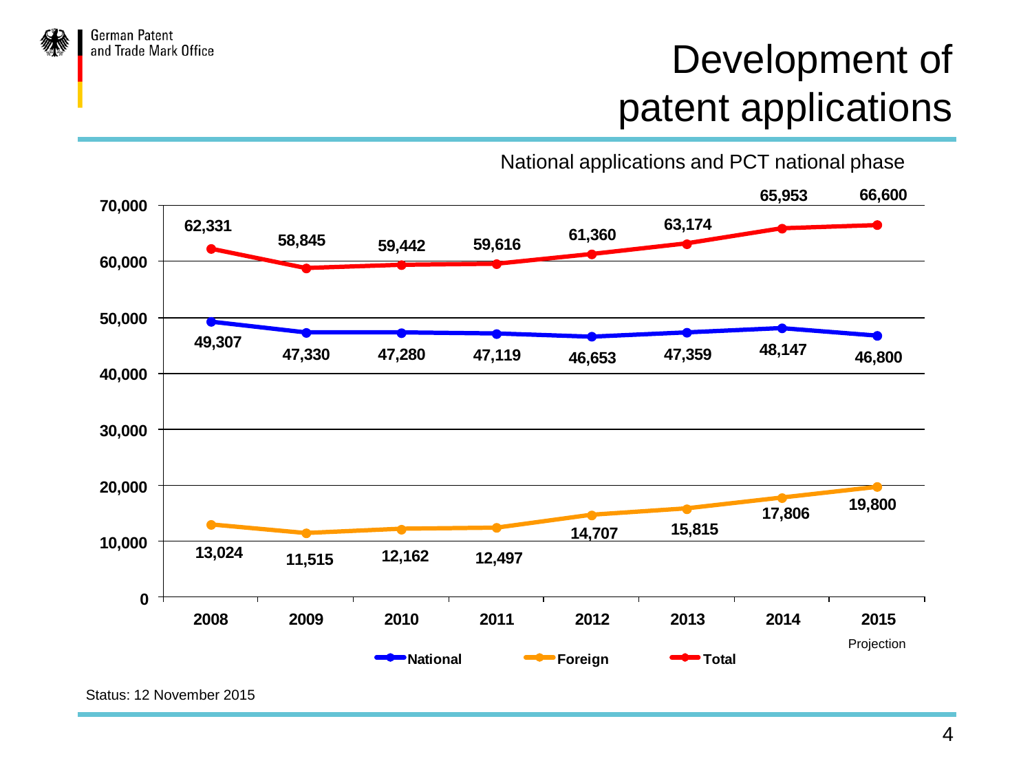# Development of patent applications

National applications and PCT national phase

| Year | National | Foreign | Total |
|---|---|---|---|
| 2008 | 49,307 | 13,024 | 62,331 |
| 2009 | 47,330 | 11,515 | 58,845 |
| 2010 | 47,280 | 12,162 | 59,442 |
| 2011 | 47,119 | 12,497 | 59,616 |
| 2012 | 46,653 | 14,707 | 61,360 |
| 2013 | 47,359 | 15,815 | 63,174 |
| 2014 | 48,147 | 17,806 | 65,953 |
| 2015 (Projection) | 46,800 | 19,800 | 66,600 |

Status: 12 November 2015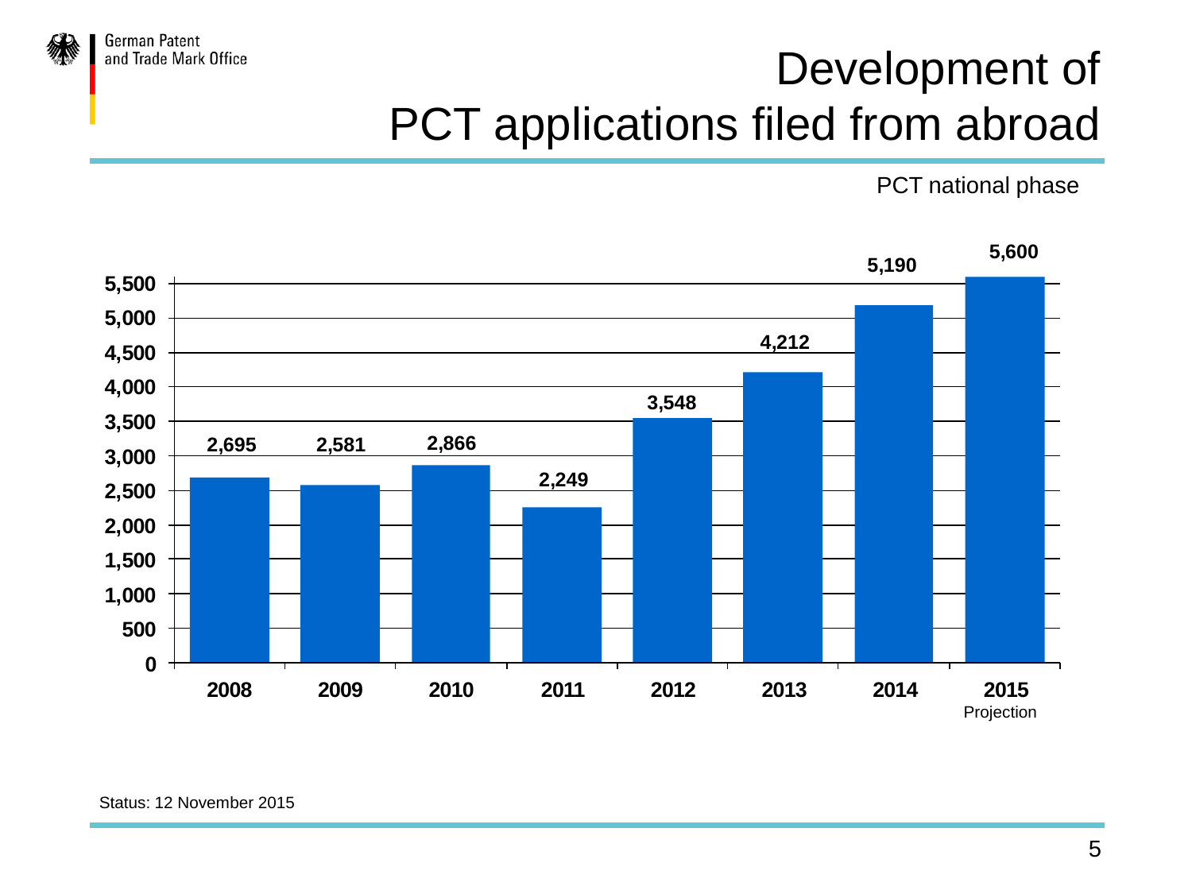# Development of PCT applications filed from abroad

PCT national phase

| Year | Applications |
| --- | --- |
| 2008 | 2,695 |
| 2009 | 2,581 |
| 2010 | 2,866 |
| 2011 | 2,249 |
| 2012 | 3,548 |
| 2013 | 4,212 |
| 2014 | 5,190 |
| 2015 Projection | 5,600 |

Status: 12 November 2015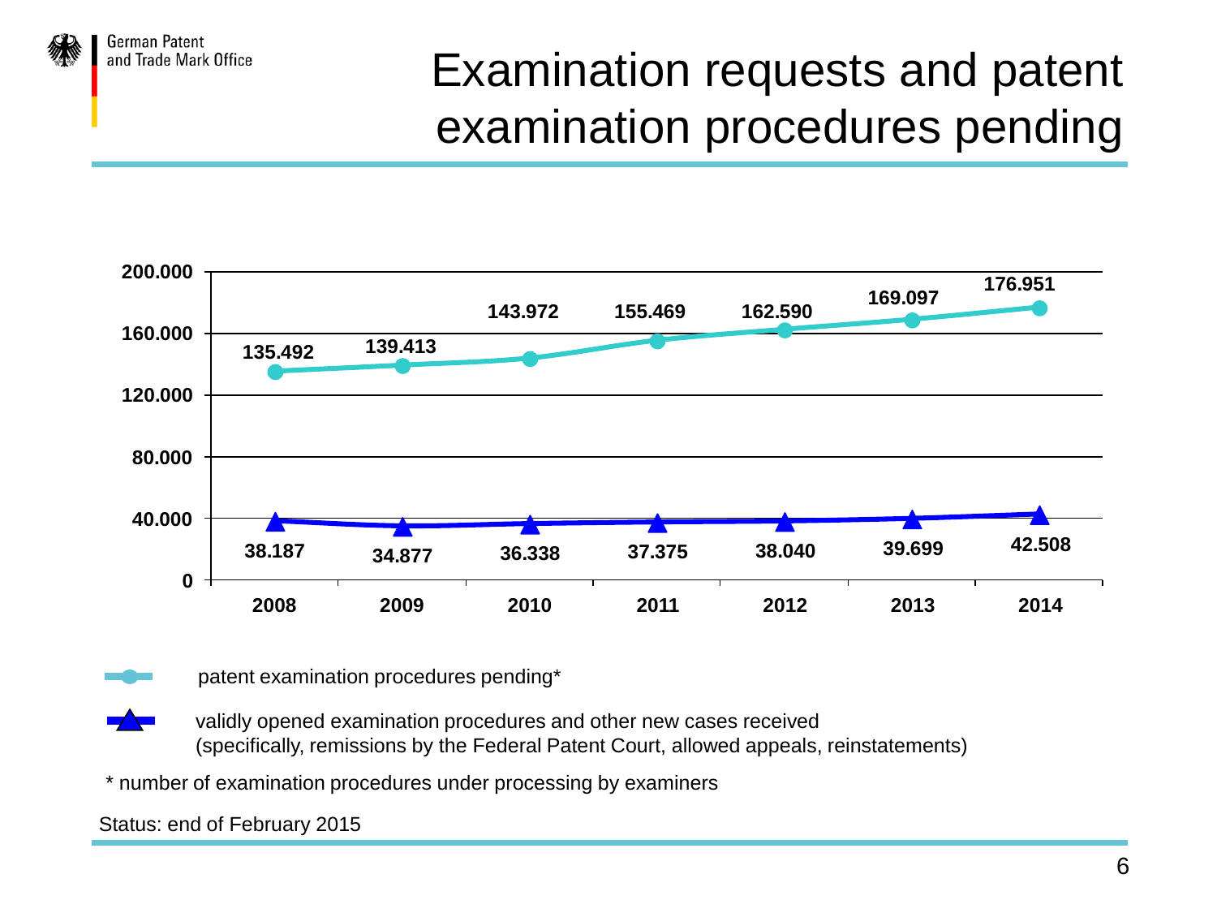# Examination requests and patent examination procedures pending

| | 2008 | 2009 | 2010 | 2011 | 2012 | 2013 | 2014 |
|---|---|---|---|---|---|---|---|
| patent examination procedures pending* | 135.492 | 139.413 | 143.972 | 155.469 | 162.590 | 169.097 | 176.951 |
| validly opened examination procedures and other new cases received | 38.187 | 34.877 | 36.338 | 37.375 | 38.040 | 39.699 | 42.508 |

patent examination procedures pending*

validly opened examination procedures and other new cases received
(specifically, remissions by the Federal Patent Court, allowed appeals, reinstatements)

* number of examination procedures under processing by examiners

Status: end of February 2015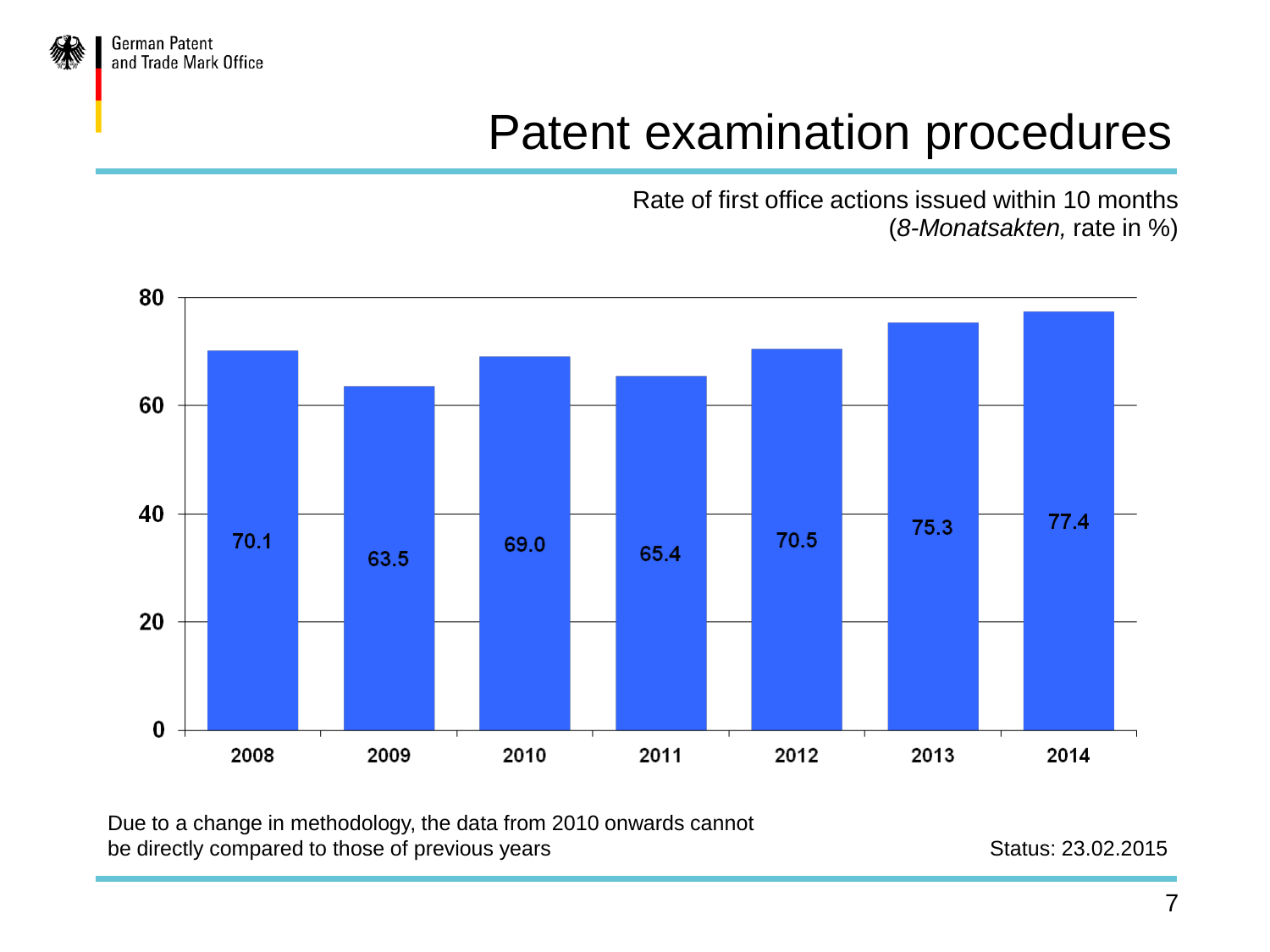# Patent examination procedures

Rate of first office actions issued within 10 months
(*8-Monatsakten,* rate in %)

| Year | Rate (%) |
|---|---|
| 2008 | 70.1 |
| 2009 | 63.5 |
| 2010 | 69.0 |
| 2011 | 65.4 |
| 2012 | 70.5 |
| 2013 | 75.3 |
| 2014 | 77.4 |

Due to a change in methodology, the data from 2010 onwards cannot be directly compared to those of previous years

Status: 23.02.2015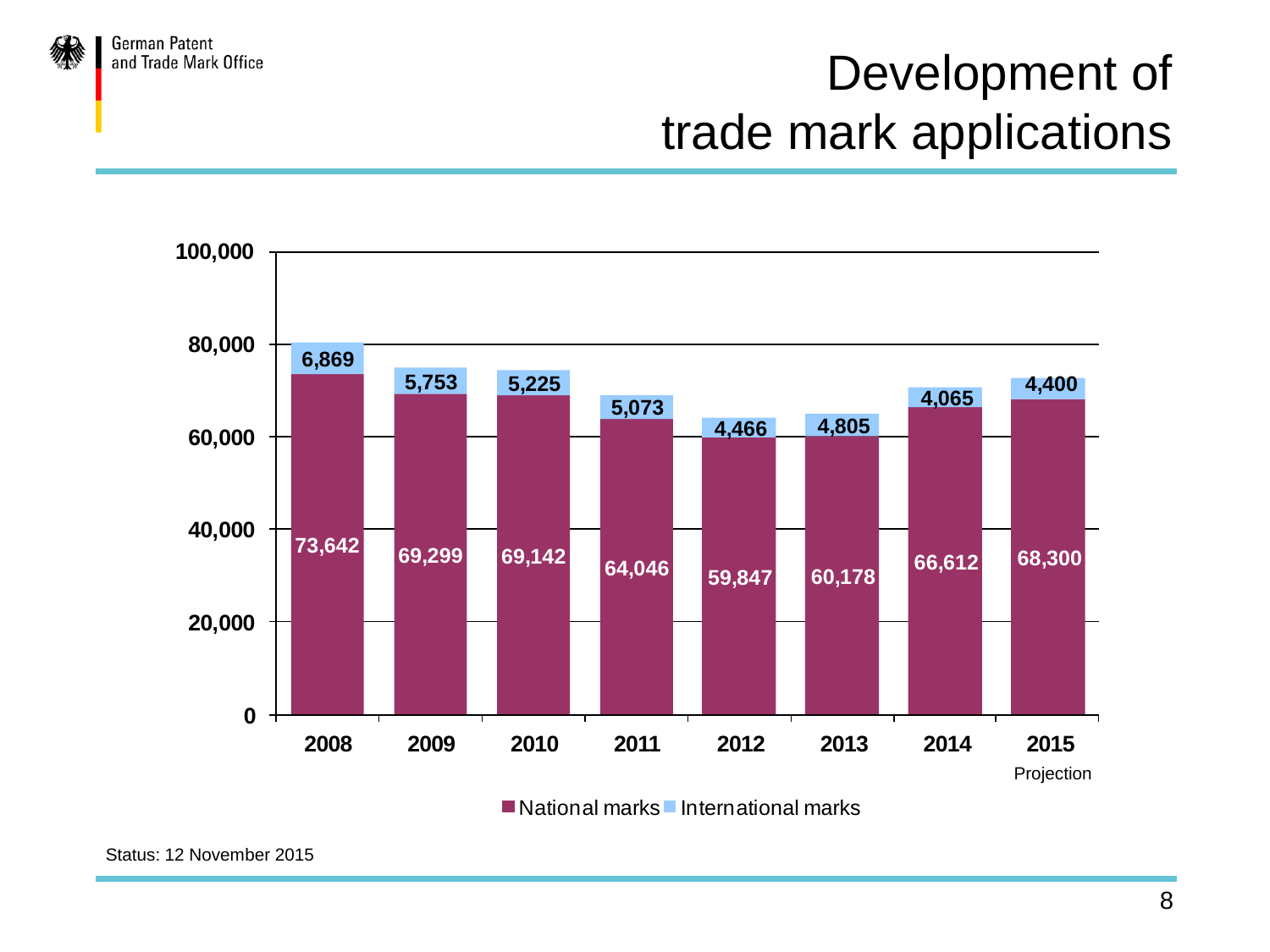# Development of trade mark applications

| Year | National marks | International marks |
| --- | --- | --- |
| 2008 | 73,642 | 6,869 |
| 2009 | 69,299 | 5,753 |
| 2010 | 69,142 | 5,225 |
| 2011 | 64,046 | 5,073 |
| 2012 | 59,847 | 4,466 |
| 2013 | 60,178 | 4,805 |
| 2014 | 66,612 | 4,065 |
| 2015 Projection | 68,300 | 4,400 |

Status: 12 November 2015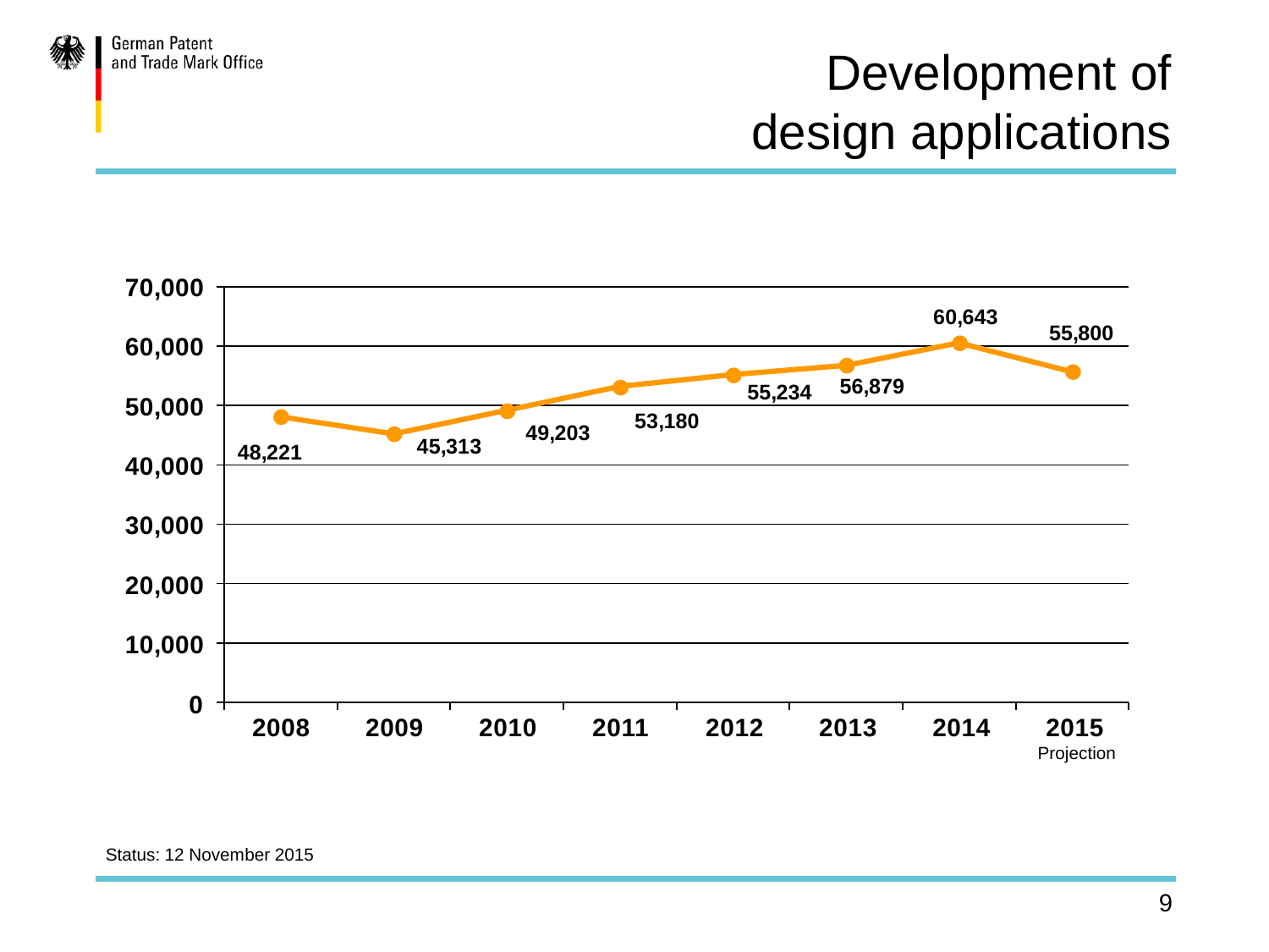# Development of design applications

| Year | Design applications |
| --- | --- |
| 2008 | 48,221 |
| 2009 | 45,313 |
| 2010 | 49,203 |
| 2011 | 53,180 |
| 2012 | 55,234 |
| 2013 | 56,879 |
| 2014 | 60,643 |
| 2015 Projection | 55,800 |

Status: 12 November 2015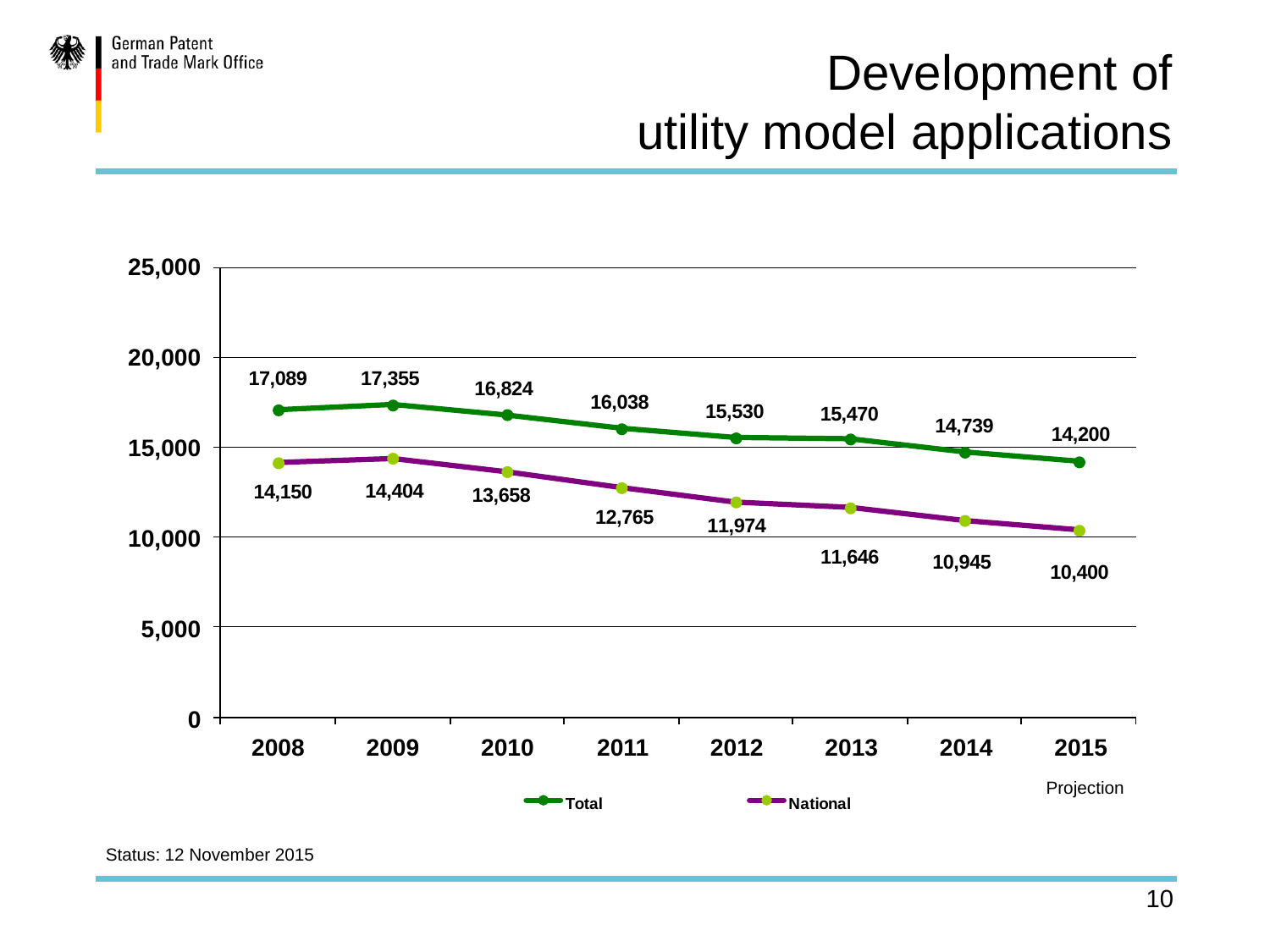German Patent and Trade Mark Office

# Development of utility model applications

25,000
20,000
15,000
10,000
5,000
0

17,089
17,355
16,824
16,038
15,530
15,470
14,739
14,200

14,150
14,404
13,658
12,765
11,974
11,646
10,945
10,400

2008
2009
2010
2011
2012
2013
2014
2015

Projection

Total
National

Status: 12 November 2015